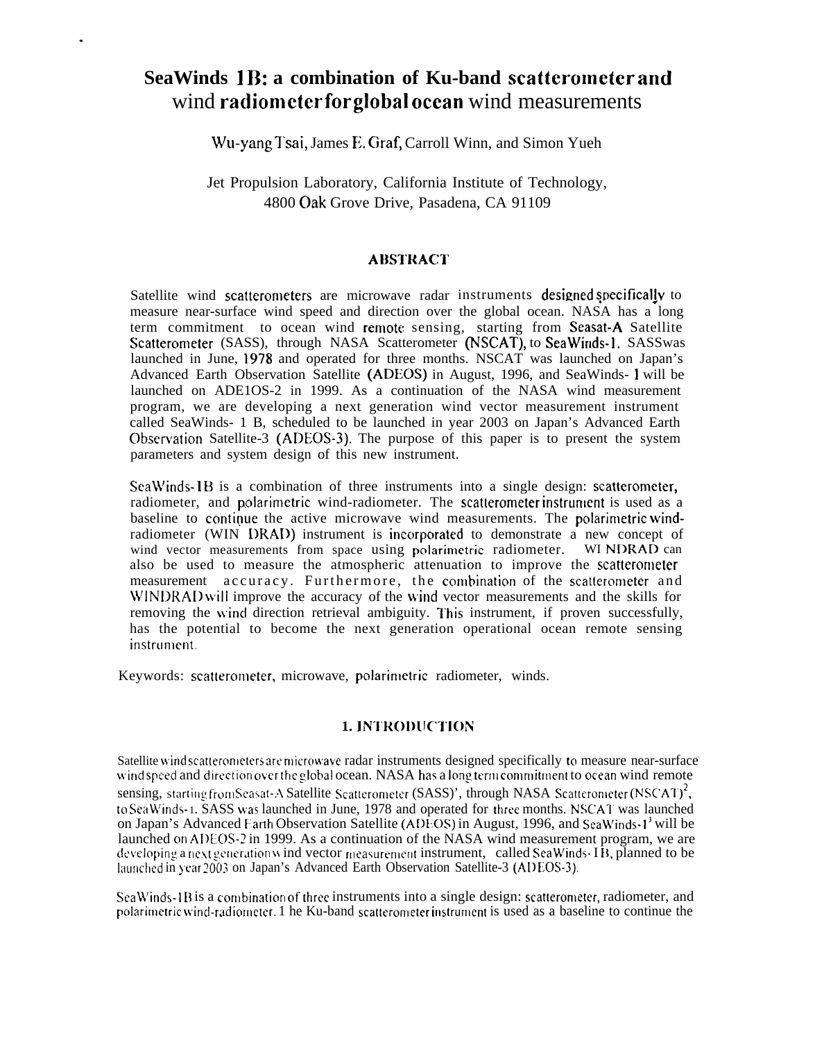# SeaWinds 1B: a combination of Ku-band scatterometer and wind radiometer for global ocean wind measurements

Wu-yang Tsai, James E. Graf, Carroll Winn, and Simon Yueh

Jet Propulsion Laboratory, California Institute of Technology,
4800 Oak Grove Drive, Pasadena, CA 91109

## ABSTRACT

Satellite wind scatterometers are microwave radar instruments designed specifically to measure near-surface wind speed and direction over the global ocean. NASA has a long term commitment to ocean wind remote sensing, starting from Seasat-A Satellite Scatterometer (SASS), through NASA Scatterometer (NSCAT), to SeaWinds-1. SASS was launched in June, 1978 and operated for three months. NSCAT was launched on Japan's Advanced Earth Observation Satellite (ADEOS) in August, 1996, and SeaWinds-1 will be launched on ADEOS-2 in 1999. As a continuation of the NASA wind measurement program, we are developing a next generation wind vector measurement instrument called SeaWinds-1B, scheduled to be launched in year 2003 on Japan's Advanced Earth Observation Satellite-3 (ADEOS-3). The purpose of this paper is to present the system parameters and system design of this new instrument.

SeaWinds-1B is a combination of three instruments into a single design: scatterometer, radiometer, and polarimetric wind-radiometer. The scatterometer instrument is used as a baseline to continue the active microwave wind measurements. The polarimetric wind-radiometer (WINDRAD) instrument is incorporated to demonstrate a new concept of wind vector measurements from space using polarimetric radiometer. WINDRAD can also be used to measure the atmospheric attenuation to improve the scatterometer measurement accuracy. Furthermore, the combination of the scatterometer and WINDRAD will improve the accuracy of the wind vector measurements and the skills for removing the wind direction retrieval ambiguity. This instrument, if proven successfully, has the potential to become the next generation operational ocean remote sensing instrument.

Keywords: scatterometer, microwave, polarimetric radiometer, winds.

## 1. INTRODUCTION

Satellite wind scatterometers are microwave radar instruments designed specifically to measure near-surface wind speed and direction over the global ocean. NASA has a long term commitment to ocean wind remote sensing, starting from Seasat-A Satellite Scatterometer (SASS)[1], through NASA Scatterometer (NSCAT)[2], to SeaWinds-1. SASS was launched in June, 1978 and operated for three months. NSCAT was launched on Japan's Advanced Earth Observation Satellite (ADEOS) in August, 1996, and SeaWinds-1[3] will be launched on ADEOS-2 in 1999. As a continuation of the NASA wind measurement program, we are developing a next generation wind vector measurement instrument, called SeaWinds-1B, planned to be launched in year 2003 on Japan's Advanced Earth Observation Satellite-3 (ADEOS-3).

SeaWinds-1B is a combination of three instruments into a single design: scatterometer, radiometer, and polarimetric wind-radiometer. The Ku-band scatterometer instrument is used as a baseline to continue the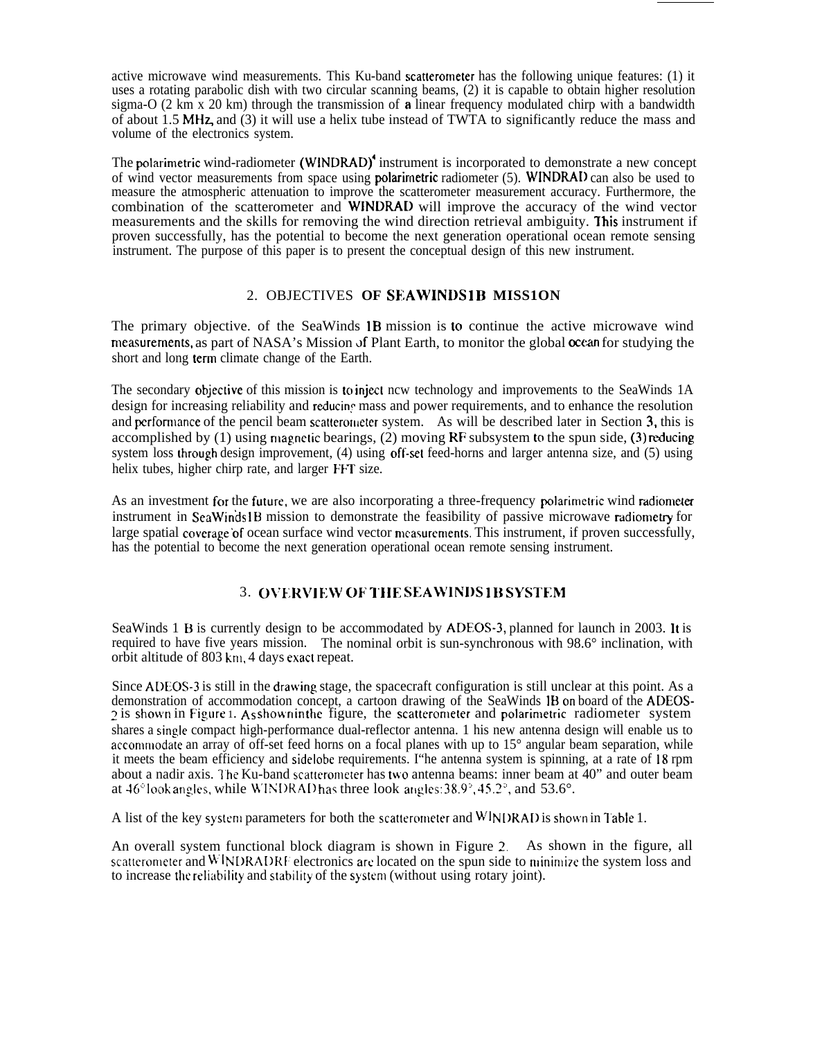active microwave wind measurements. This Ku-band scatterometer has the following unique features: (1) it uses a rotating parabolic dish with two circular scanning beams, (2) it is capable to obtain higher resolution sigma-O (2 km x 20 km) through the transmission of a linear frequency modulated chirp with a bandwidth of about 1.5 MHz, and (3) it will use a helix tube instead of TWTA to significantly reduce the mass and volume of the electronics system.

The polarimetric wind-radiometer (WINDRAD)[4] instrument is incorporated to demonstrate a new concept of wind vector measurements from space using polarimetric radiometer (5). WINDRAD can also be used to measure the atmospheric attenuation to improve the scatterometer measurement accuracy. Furthermore, the combination of the scatterometer and WINDRAD will improve the accuracy of the wind vector measurements and the skills for removing the wind direction retrieval ambiguity. This instrument if proven successfully, has the potential to become the next generation operational ocean remote sensing instrument. The purpose of this paper is to present the conceptual design of this new instrument.

## 2. OBJECTIVES OF SEAWINDS1B MISSION

The primary objective. of the SeaWinds 1B mission is to continue the active microwave wind measurements, as part of NASA's Mission of Plant Earth, to monitor the global ocean for studying the short and long term climate change of the Earth.

The secondary objective of this mission is to inject new technology and improvements to the SeaWinds 1A design for increasing reliability and reducing mass and power requirements, and to enhance the resolution and performance of the pencil beam scatterometer system. As will be described later in Section 3, this is accomplished by (1) using magnetic bearings, (2) moving RF subsystem to the spun side, (3) reducing system loss through design improvement, (4) using off-set feed-horns and larger antenna size, and (5) using helix tubes, higher chirp rate, and larger FFT size.

As an investment for the future, we are also incorporating a three-frequency polarimetric wind radiometer instrument in SeaWinds1B mission to demonstrate the feasibility of passive microwave radiometry for large spatial coverage of ocean surface wind vector measurements. This instrument, if proven successfully, has the potential to become the next generation operational ocean remote sensing instrument.

## 3. OVERVIEW OF THE SEAWINDS1B SYSTEM

SeaWinds 1 B is currently design to be accommodated by ADEOS-3, planned for launch in 2003. It is required to have five years mission. The nominal orbit is sun-synchronous with 98.6° inclination, with orbit altitude of 803 km, 4 days exact repeat.

Since ADEOS-3 is still in the drawing stage, the spacecraft configuration is still unclear at this point. As a demonstration of accommodation concept, a cartoon drawing of the SeaWinds 1B on board of the ADEOS-2 is shown in Figure 1. As shown in the figure, the scatterometer and polarimetric radiometer system shares a single compact high-performance dual-reflector antenna. This new antenna design will enable us to accommodate an array of off-set feed horns on a focal planes with up to 15° angular beam separation, while it meets the beam efficiency and sidelobe requirements. The antenna system is spinning, at a rate of 18 rpm about a nadir axis. The Ku-band scatterometer has two antenna beams: inner beam at 40° and outer beam at 46° look angles, while WINDRAD has three look angles: 38.9°, 45.2°, and 53.6°.

A list of the key system parameters for both the scatterometer and WINDRAD is shown in Table 1.

An overall system functional block diagram is shown in Figure 2. As shown in the figure, all scatterometer and WINDRAD RF electronics are located on the spun side to minimize the system loss and to increase the reliability and stability of the system (without using rotary joint).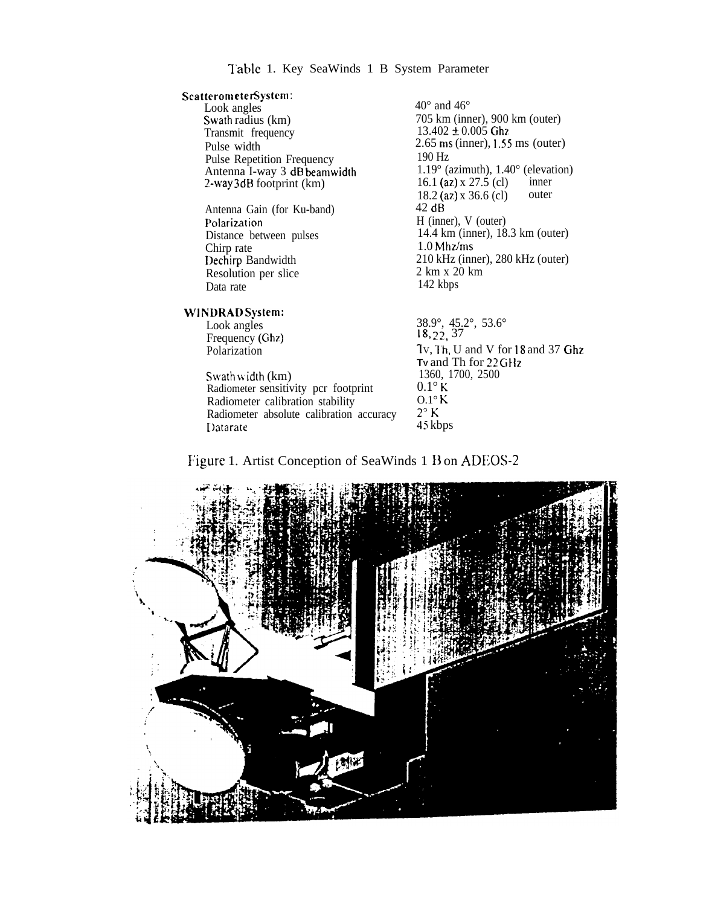Table 1. Key SeaWinds 1 B System Parameter

| | |
|---|---|
| **Scatterometer System:** | |
| Look angles | 40° and 46° |
| Swath radius (km) | 705 km (inner), 900 km (outer) |
| Transmit frequency | 13.402 ± 0.005 Ghz |
| Pulse width | 2.65 ms (inner), 1.55 ms (outer) |
| Pulse Repetition Frequency | 190 Hz |
| Antenna I-way 3 dB beamwidth | 1.19° (azimuth), 1.40° (elevation) |
| 2-way 3dB footprint (km) | 16.1 (az) x 27.5 (cl) inner |
| | 18.2 (az) x 36.6 (cl) outer |
| Antenna Gain (for Ku-band) | 42 dB |
| Polarization | H (inner), V (outer) |
| Distance between pulses | 14.4 km (inner), 18.3 km (outer) |
| Chirp rate | 1.0 Mhz/ms |
| Dechirp Bandwidth | 210 kHz (inner), 280 kHz (outer) |
| Resolution per slice | 2 km x 20 km |
| Data rate | 142 kbps |
| **WINDRAD System:** | |
| Look angles | 38.9°, 45.2°, 53.6° |
| Frequency (Ghz) | 18, 22, 37 |
| Polarization | Tv, Th, U and V for 18 and 37 Ghz |
| | Tv and Th for 22 GHz |
| Swath width (km) | 1360, 1700, 2500 |
| Radiometer sensitivity per footprint | 0.1° K |
| Radiometer calibration stability | 0.1° K |
| Radiometer absolute calibration accuracy | 2° K |
| Datarate | 45 kbps |

Figure 1. Artist Conception of SeaWinds 1 B on ADEOS-2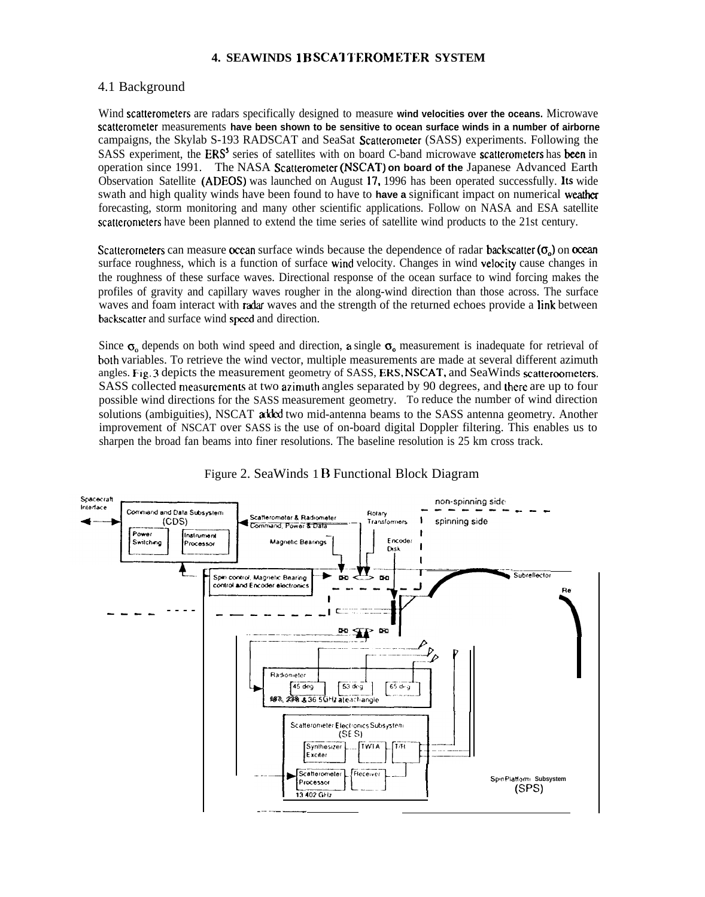## 4. SEAWINDS 1B SCATTEROMETER SYSTEM

### 4.1 Background

Wind scatterometers are radars specifically designed to measure **wind velocities over the oceans.** Microwave scatterometer measurements **have been shown to be sensitive to ocean surface winds in a number of airborne** campaigns, the Skylab S-193 RADSCAT and SeaSat Scatterometer (SASS) experiments. Following the SASS experiment, the ERS[5] series of satellites with on board C-band microwave scatterometers has been in operation since 1991. The NASA Scatterometer (NSCAT) **on board of the** Japanese Advanced Earth Observation Satellite (ADEOS) was launched on August 17, 1996 has been operated successfully. Its wide swath and high quality winds have been found to have to **have a** significant impact on numerical weather forecasting, storm monitoring and many other scientific applications. Follow on NASA and ESA satellite scatterometers have been planned to extend the time series of satellite wind products to the 21st century.

Scatterometers can measure ocean surface winds because the dependence of radar backscatter ($\sigma_o$) on ocean surface roughness, which is a function of surface wind velocity. Changes in wind velocity cause changes in the roughness of these surface waves. Directional response of the ocean surface to wind forcing makes the profiles of gravity and capillary waves rougher in the along-wind direction than those across. The surface waves and foam interact with radar waves and the strength of the returned echoes provide a link between backscatter and surface wind speed and direction.

Since $\sigma_o$ depends on both wind speed and direction, a single $\sigma_o$ measurement is inadequate for retrieval of both variables. To retrieve the wind vector, multiple measurements are made at several different azimuth angles. Fig. 3 depicts the measurement geometry of SASS, ERS, NSCAT, and SeaWinds scatteroometers. SASS collected measurements at two azimuth angles separated by 90 degrees, and there are up to four possible wind directions for the SASS measurement geometry. To reduce the number of wind direction solutions (ambiguities), NSCAT added two mid-antenna beams to the SASS antenna geometry. Another improvement of NSCAT over SASS is the use of on-board digital Doppler filtering. This enables us to sharpen the broad fan beams into finer resolutions. The baseline resolution is 25 km cross track.

Figure 2. SeaWinds 1B Functional Block Diagram

Spacecraft Interface

Command and Data Subsystem (CDS)

Power Switching

Instrument Processor

Scatterometer & Radiometer Command, Power & Data

Rotary Transformers

Magnetic Bearings

Encoder Disk

non-spinning side

spinning side

Spin control, Magnetic Bearing control and Encoder electronics

Subreflector

Re

Radiometer

45 deg

53 deg

65 deg

18.7, 23.8 & 36.5GHz at each angle

Scatterometer Electronics Subsystem (SES)

Synthesizer Exciter

TWTA

T/R

Scatterometer Processor

Receiver

13.402 GHz

Spin Platform Subsystem (SPS)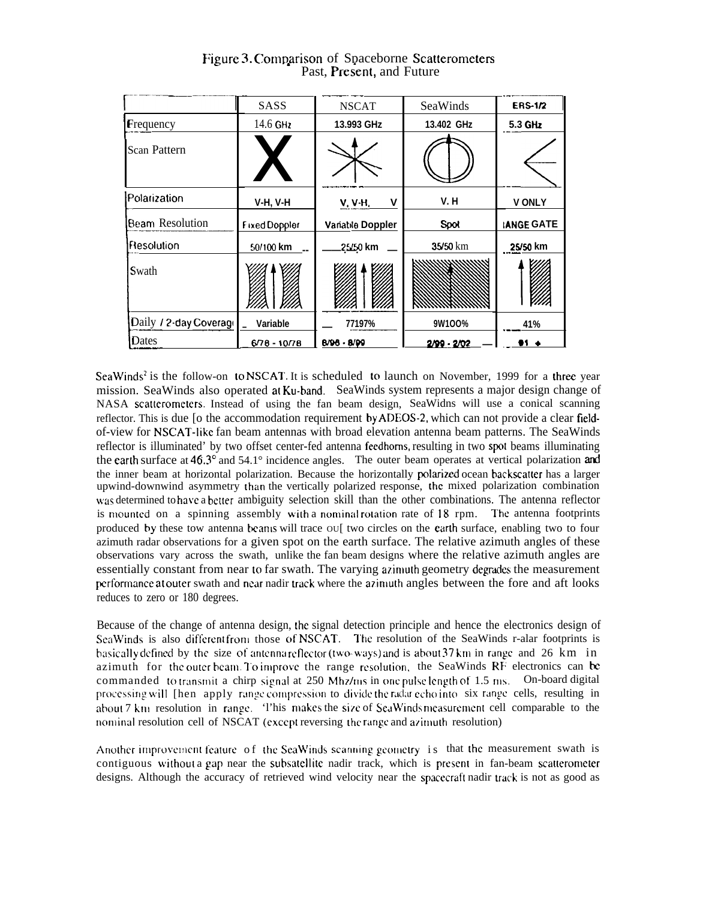Figure 3. Comparison of Spaceborne Scatterometers
Past, Present, and Future

| | SASS | NSCAT | SeaWinds | ERS-1/2 |
|---|---|---|---|---|
| Frequency | 14.6 GHz | 13.993 GHz | 13.402 GHz | 5.3 GHz |
| Scan Pattern | | | | |
| Polarization | V-H, V-H | V, V-H, V | V, H | V ONLY |
| Beam Resolution | Fixed Doppler | Variable Doppler | Spot | RANGE GATE |
| Resolution | 50/100 km | 25/50 km | 35/50 km | 25/50 km |
| Swath | | | | |
| Daily / 2-day Coverage | Variable | 77/97% | 90/100% | 41% |
| Dates | 6/78 - 10/78 | 8/96 - 8/99 | 2/99 - 2/02 | 91 + |

SeaWinds[2] is the follow-on to NSCAT. It is scheduled to launch on November, 1999 for a three year mission. SeaWinds also operated at Ku-band. SeaWinds system represents a major design change of NASA scatterometers. Instead of using the fan beam design, SeaWidns will use a conical scanning reflector. This is due [o the accommodation requirement by ADEOS-2, which can not provide a clear field-of-view for NSCAT-like fan beam antennas with broad elevation antenna beam patterns. The SeaWinds reflector is illuminated' by two offset center-fed antenna feedhorns, resulting in two spot beams illuminating the earth surface at 46.3° and 54.1° incidence angles. The outer beam operates at vertical polarization and the inner beam at horizontal polarization. Because the horizontally polarized ocean backscatter has a larger upwind-downwind asymmetry than the vertically polarized response, the mixed polarization combination was determined to have a better ambiguity selection skill than the other combinations. The antenna reflector is mounted on a spinning assembly with a nominal rotation rate of 18 rpm. The antenna footprints produced by these tow antenna beams will trace ou[ two circles on the earth surface, enabling two to four azimuth radar observations for a given spot on the earth surface. The relative azimuth angles of these observations vary across the swath, unlike the fan beam designs where the relative azimuth angles are essentially constant from near to far swath. The varying azimuth geometry degrades the measurement performance at outer swath and near nadir track where the azimuth angles between the fore and aft looks reduces to zero or 180 degrees.

Because of the change of antenna design, the signal detection principle and hence the electronics design of SeaWinds is also different from those of NSCAT. The resolution of the SeaWinds r-alar footprints is basically defined by the size of antenna reflector (two-ways) and is about 37 km in range and 26 km in azimuth for the outer beam. To improve the range resolution, the SeaWinds RF electronics can be commanded to transmit a chirp signal at 250 Mhz/ms in one pulse length of 1.5 ms. On-board digital processing will [hen apply range compression to divide the radar echo into six range cells, resulting in about 7 km resolution in range. 'l'his makes the size of SeaWinds measurement cell comparable to the nominal resolution cell of NSCAT (except reversing the range and azimuth resolution)

Another improvement feature of the SeaWinds scanning geometry is that the measurement swath is contiguous without a gap near the subsatellite nadir track, which is present in fan-beam scatterometer designs. Although the accuracy of retrieved wind velocity near the spacecraft nadir track is not as good as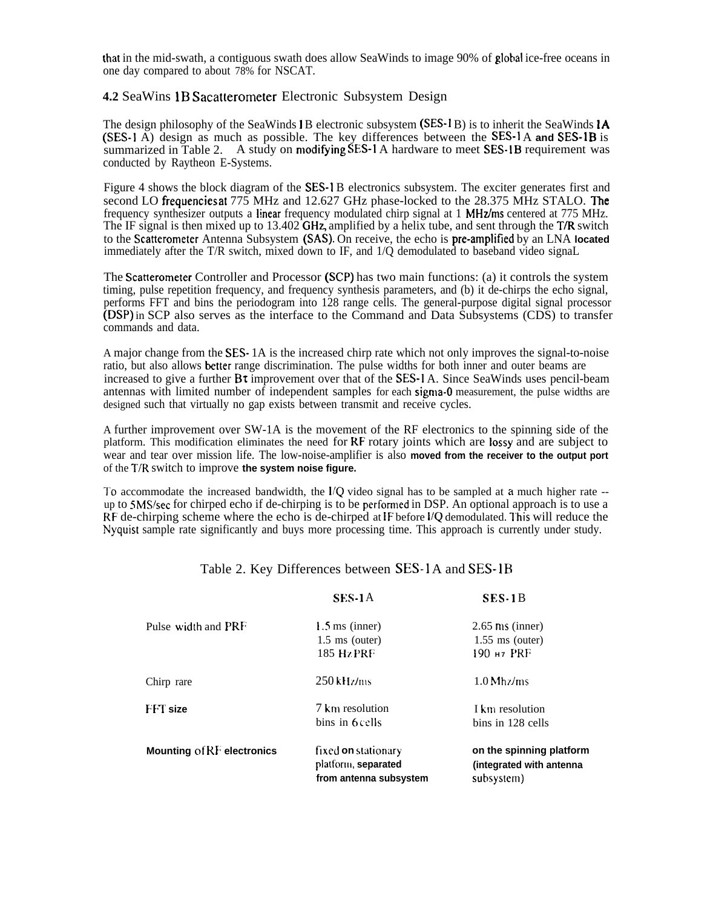that in the mid-swath, a contiguous swath does allow SeaWinds to image 90% of global ice-free oceans in one day compared to about 78% for NSCAT.

### 4.2 SeaWins 1B Sacatterometer Electronic Subsystem Design

The design philosophy of the SeaWinds 1B electronic subsystem (SES-1 B) is to inherit the SeaWinds 1A (SES-1 A) design as much as possible. The key differences between the SES-1 A and SES-1B is summarized in Table 2. A study on modifying SES-1 A hardware to meet SES-1B requirement was conducted by Raytheon E-Systems.

Figure 4 shows the block diagram of the SES-1 B electronics subsystem. The exciter generates first and second LO frequencies at 775 MHz and 12.627 GHz phase-locked to the 28.375 MHz STALO. The frequency synthesizer outputs a linear frequency modulated chirp signal at 1 MHz/ms centered at 775 MHz. The IF signal is then mixed up to 13.402 GHz, amplified by a helix tube, and sent through the T/R switch to the Scatterometer Antenna Subsystem (SAS). On receive, the echo is pre-amplified by an LNA located immediately after the T/R switch, mixed down to IF, and 1/Q demodulated to baseband video signaL

The Scatterometer Controller and Processor (SCP) has two main functions: (a) it controls the system timing, pulse repetition frequency, and frequency synthesis parameters, and (b) it de-chirps the echo signal, performs FFT and bins the periodogram into 128 range cells. The general-purpose digital signal processor (DSP) in SCP also serves as the interface to the Command and Data Subsystems (CDS) to transfer commands and data.

A major change from the SES- 1A is the increased chirp rate which not only improves the signal-to-noise ratio, but also allows better range discrimination. The pulse widths for both inner and outer beams are increased to give a further Bτ improvement over that of the SES-1 A. Since SeaWinds uses pencil-beam antennas with limited number of independent samples for each sigma-0 measurement, the pulse widths are designed such that virtually no gap exists between transmit and receive cycles.

A further improvement over SW-1A is the movement of the RF electronics to the spinning side of the platform. This modification eliminates the need for RF rotary joints which are lossy and are subject to wear and tear over mission life. The low-noise-amplifier is also moved from the receiver to the output port of the T/R switch to improve the system noise figure.

To accommodate the increased bandwidth, the I/Q video signal has to be sampled at a much higher rate -- up to 5MS/sec for chirped echo if de-chirping is to be performed in DSP. An optional approach is to use a RF de-chirping scheme where the echo is de-chirped at IF before I/Q demodulated. This will reduce the Nyquist sample rate significantly and buys more processing time. This approach is currently under study.

Table 2. Key Differences between SES-1 A and SES-1B

| | SES-1 A | SES-1 B |
|---|---|---|
| Pulse width and PRF | 1.5 ms (inner)<br>1.5 ms (outer)<br>185 Hz PRF | 2.65 ms (inner)<br>1.55 ms (outer)<br>190 Hz PRF |
| Chirp rare | 250 kHz/ms | 1.0 Mhz/ms |
| **FFT size** | 7 km resolution<br>bins in 6 cells | 1 km resolution<br>bins in 128 cells |
| **Mounting of RF electronics** | fixed on stationary platform, separated from antenna subsystem | on the spinning platform (integrated with antenna subsystem) |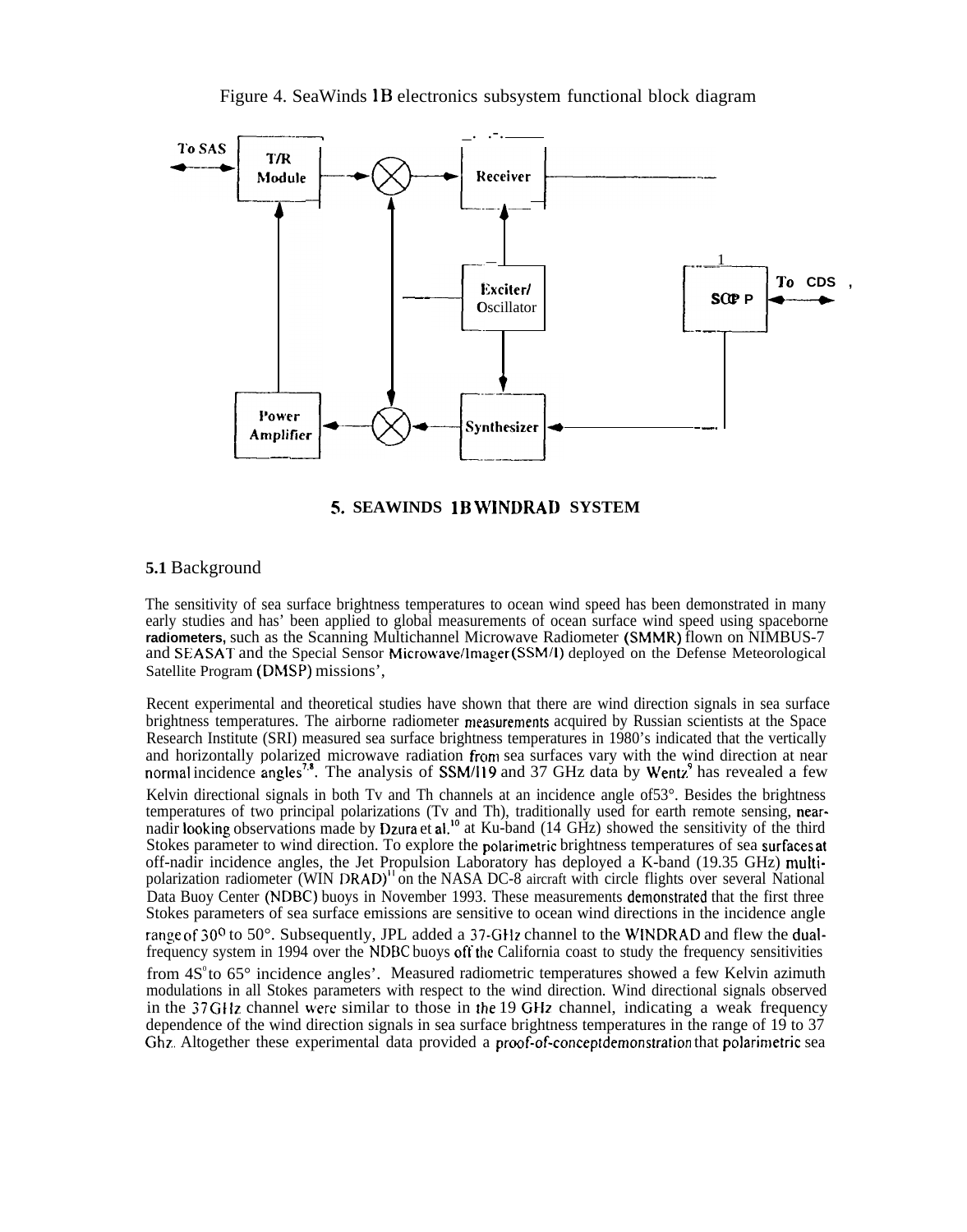Figure 4. SeaWinds 1B electronics subsystem functional block diagram

To SAS

T/R Module

Receiver

Exciter/ Oscillator

SCP

To CDS

Power Amplifier

Synthesizer

## 5. SEAWINDS 1B WINDRAD SYSTEM

### 5.1 Background

The sensitivity of sea surface brightness temperatures to ocean wind speed has been demonstrated in many early studies and has' been applied to global measurements of ocean surface wind speed using spaceborne radiometers, such as the Scanning Multichannel Microwave Radiometer (SMMR) flown on NIMBUS-7 and SEASAT and the Special Sensor Microwave/Imager (SSM/I) deployed on the Defense Meteorological Satellite Program (DMSP) missions',

Recent experimental and theoretical studies have shown that there are wind direction signals in sea surface brightness temperatures. The airborne radiometer measurements acquired by Russian scientists at the Space Research Institute (SRI) measured sea surface brightness temperatures in 1980's indicated that the vertically and horizontally polarized microwave radiation from sea surfaces vary with the wind direction at near normal incidence angles[7,8]. The analysis of SSM/I19 and 37 GHz data by Wentz[9] has revealed a few Kelvin directional signals in both Tv and Th channels at an incidence angle of53°. Besides the brightness temperatures of two principal polarizations (Tv and Th), traditionally used for earth remote sensing, near-nadir looking observations made by Dzura et al.[10] at Ku-band (14 GHz) showed the sensitivity of the third Stokes parameter to wind direction. To explore the polarimetric brightness temperatures of sea surfaces at off-nadir incidence angles, the Jet Propulsion Laboratory has deployed a K-band (19.35 GHz) multi-polarization radiometer (WIN DRAD)[11] on the NASA DC-8 aircraft with circle flights over several National Data Buoy Center (NDBC) buoys in November 1993. These measurements demonstrated that the first three Stokes parameters of sea surface emissions are sensitive to ocean wind directions in the incidence angle range of 30° to 50°. Subsequently, JPL added a 37-GHz channel to the WINDRAD and flew the dual-frequency system in 1994 over the NDBC buoys off the California coast to study the frequency sensitivities from 45° to 65° incidence angles'. Measured radiometric temperatures showed a few Kelvin azimuth modulations in all Stokes parameters with respect to the wind direction. Wind directional signals observed in the 37 GHz channel were similar to those in the 19 GHz channel, indicating a weak frequency dependence of the wind direction signals in sea surface brightness temperatures in the range of 19 to 37 Ghz. Altogether these experimental data provided a proof-of-concept demonstration that polarimetric sea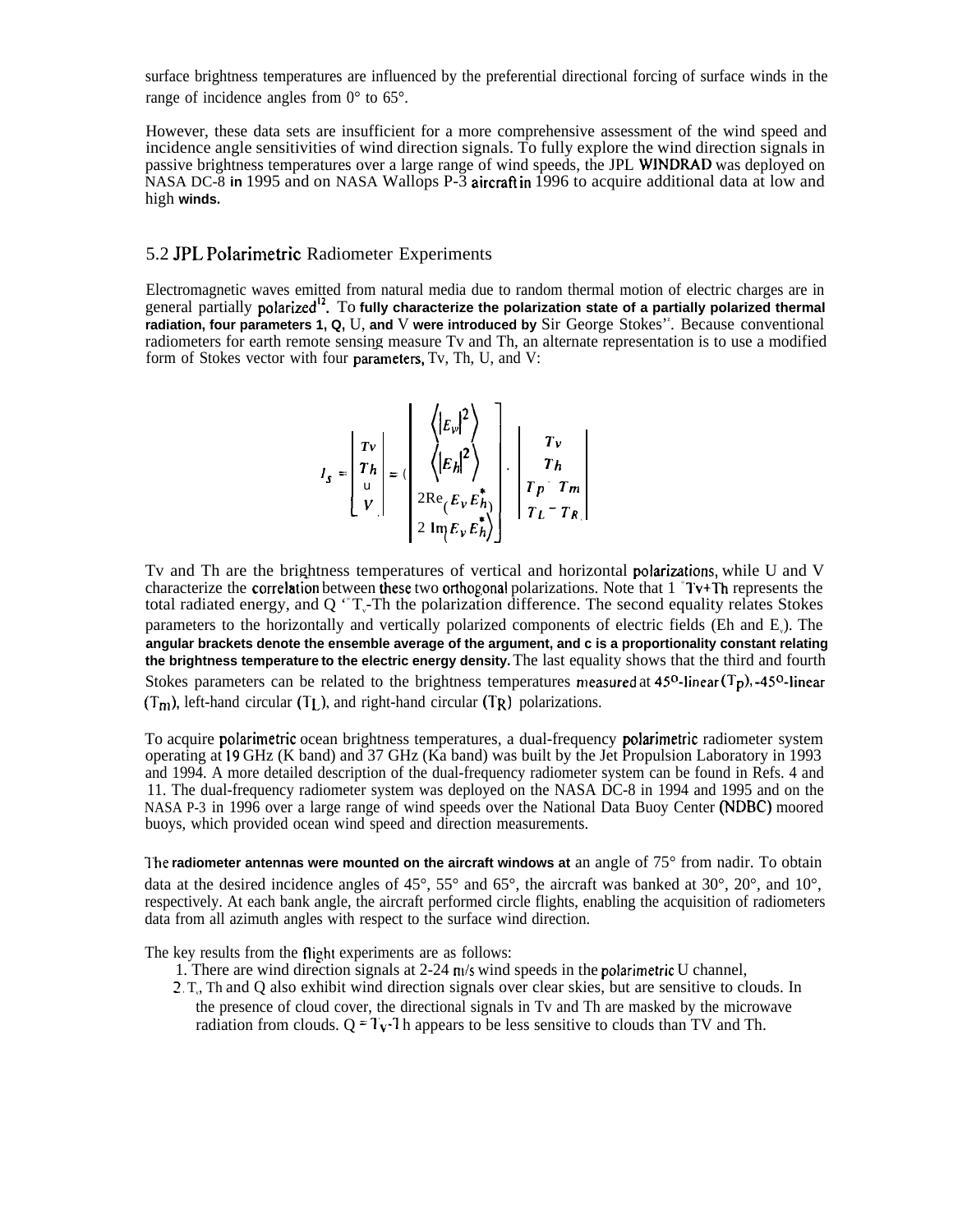surface brightness temperatures are influenced by the preferential directional forcing of surface winds in the range of incidence angles from 0° to 65°.

However, these data sets are insufficient for a more comprehensive assessment of the wind speed and incidence angle sensitivities of wind direction signals. To fully explore the wind direction signals in passive brightness temperatures over a large range of wind speeds, the JPL WINDRAD was deployed on NASA DC-8 in 1995 and on NASA Wallops P-3 aircraft in 1996 to acquire additional data at low and high winds.

## 5.2 JPL Polarimetric Radiometer Experiments

Electromagnetic waves emitted from natural media due to random thermal motion of electric charges are in general partially polarized[12]. To fully characterize the polarization state of a partially polarized thermal radiation, four parameters 1, Q, U, and V were introduced by Sir George Stokes[13]. Because conventional radiometers for earth remote sensing measure Tv and Th, an alternate representation is to use a modified form of Stokes vector with four parameters, Tv, Th, U, and V:

$$I_s = \begin{bmatrix} Tv \\ Th \\ U \\ V \end{bmatrix} = c \begin{bmatrix} \langle |E_v|^2 \rangle \\ \langle |E_h|^2 \rangle \\ 2\mathrm{Re}\langle E_v E_h^* \rangle \\ 2\,\mathrm{Im}\langle E_v E_h^* \rangle \end{bmatrix} = \begin{bmatrix} T_v \\ T_h \\ T_p - T_m \\ T_L - T_R \end{bmatrix}$$

Tv and Th are the brightness temperatures of vertical and horizontal polarizations, while U and V characterize the correlation between these two orthogonal polarizations. Note that I = Tv+Th represents the total radiated energy, and Q = $T_v$-Th the polarization difference. The second equality relates Stokes parameters to the horizontally and vertically polarized components of electric fields (Eh and $E_v$). The angular brackets denote the ensemble average of the argument, and c is a proportionality constant relating the brightness temperature to the electric energy density. The last equality shows that the third and fourth Stokes parameters can be related to the brightness temperatures measured at 45°-linear ($T_p$), -45°-linear ($T_m$), left-hand circular ($T_L$), and right-hand circular ($T_R$) polarizations.

To acquire polarimetric ocean brightness temperatures, a dual-frequency polarimetric radiometer system operating at 19 GHz (K band) and 37 GHz (Ka band) was built by the Jet Propulsion Laboratory in 1993 and 1994. A more detailed description of the dual-frequency radiometer system can be found in Refs. 4 and 11. The dual-frequency radiometer system was deployed on the NASA DC-8 in 1994 and 1995 and on the NASA P-3 in 1996 over a large range of wind speeds over the National Data Buoy Center (NDBC) moored buoys, which provided ocean wind speed and direction measurements.

The radiometer antennas were mounted on the aircraft windows at an angle of 75° from nadir. To obtain data at the desired incidence angles of 45°, 55° and 65°, the aircraft was banked at 30°, 20°, and 10°, respectively. At each bank angle, the aircraft performed circle flights, enabling the acquisition of radiometers data from all azimuth angles with respect to the surface wind direction.

The key results from the flight experiments are as follows:

1. There are wind direction signals at 2-24 m/s wind speeds in the polarimetric U channel,
2. $T_v$, Th and Q also exhibit wind direction signals over clear skies, but are sensitive to clouds. In the presence of cloud cover, the directional signals in Tv and Th are masked by the microwave radiation from clouds. Q = $T_v$-Th appears to be less sensitive to clouds than TV and Th.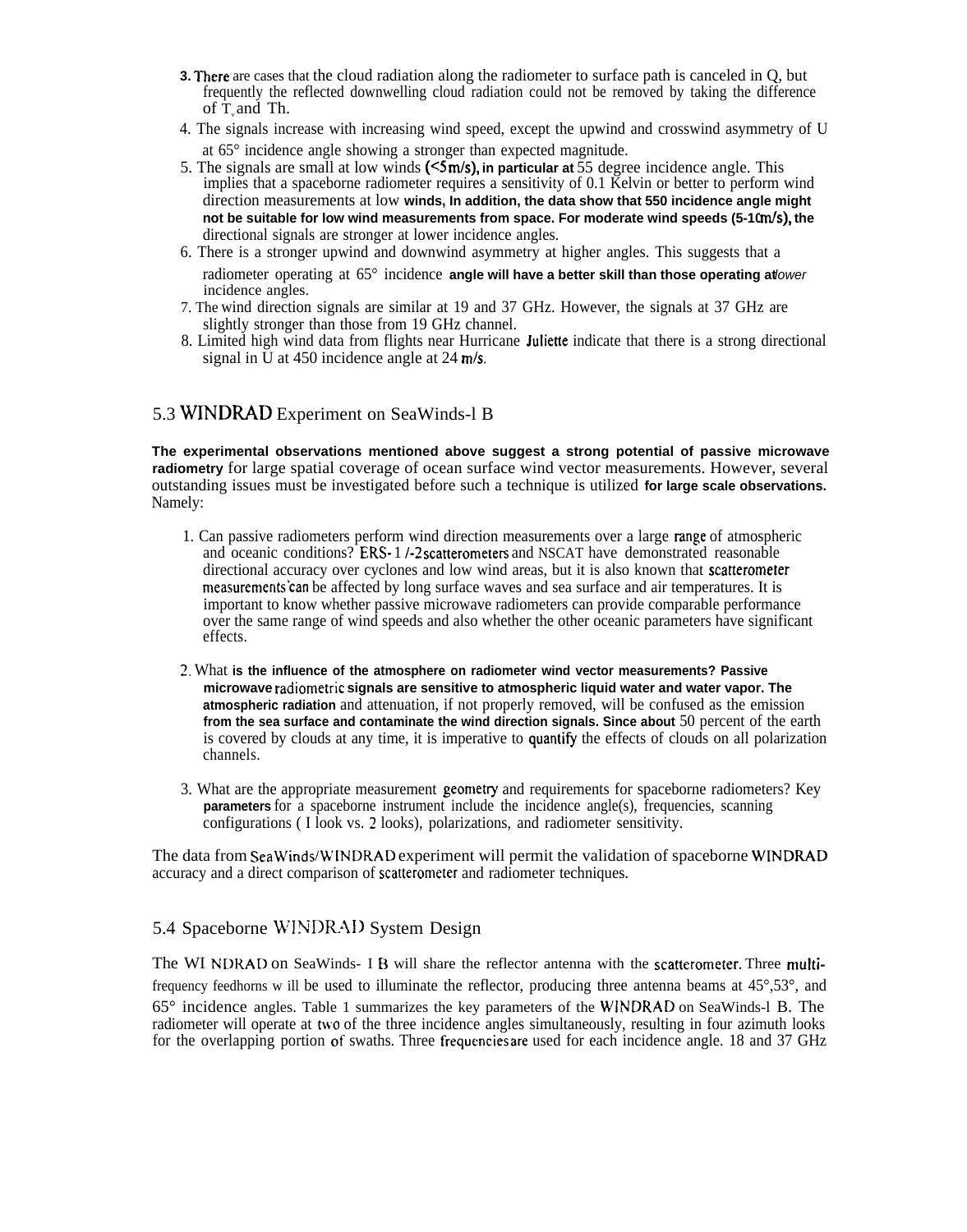3. There are cases that the cloud radiation along the radiometer to surface path is canceled in Q, but frequently the reflected downwelling cloud radiation could not be removed by taking the difference of $T_v$ and Th.
4. The signals increase with increasing wind speed, except the upwind and crosswind asymmetry of U at 65° incidence angle showing a stronger than expected magnitude.
5. The signals are small at low winds (<5 m/s), in particular at 55 degree incidence angle. This implies that a spaceborne radiometer requires a sensitivity of 0.1 Kelvin or better to perform wind direction measurements at low winds, In addition, the data show that 550 incidence angle might not be suitable for low wind measurements from space. For moderate wind speeds (5-10m/s), the directional signals are stronger at lower incidence angles.
6. There is a stronger upwind and downwind asymmetry at higher angles. This suggests that a radiometer operating at 65° incidence angle will have a better skill than those operating at lower incidence angles.
7. The wind direction signals are similar at 19 and 37 GHz. However, the signals at 37 GHz are slightly stronger than those from 19 GHz channel.
8. Limited high wind data from flights near Hurricane Juliette indicate that there is a strong directional signal in U at 450 incidence angle at 24 m/s.

## 5.3 WINDRAD Experiment on SeaWinds-l B

The experimental observations mentioned above suggest a strong potential of passive microwave radiometry for large spatial coverage of ocean surface wind vector measurements. However, several outstanding issues must be investigated before such a technique is utilized for large scale observations. Namely:

1. Can passive radiometers perform wind direction measurements over a large range of atmospheric and oceanic conditions? ERS-1/-2 scatterometers and NSCAT have demonstrated reasonable directional accuracy over cyclones and low wind areas, but it is also known that scatterometer measurements can be affected by long surface waves and sea surface and air temperatures. It is important to know whether passive microwave radiometers can provide comparable performance over the same range of wind speeds and also whether the other oceanic parameters have significant effects.

2. What is the influence of the atmosphere on radiometer wind vector measurements? Passive microwave radiometric signals are sensitive to atmospheric liquid water and water vapor. The atmospheric radiation and attenuation, if not properly removed, will be confused as the emission from the sea surface and contaminate the wind direction signals. Since about 50 percent of the earth is covered by clouds at any time, it is imperative to quantify the effects of clouds on all polarization channels.

3. What are the appropriate measurement geometry and requirements for spaceborne radiometers? Key parameters for a spaceborne instrument include the incidence angle(s), frequencies, scanning configurations ( I look vs. 2 looks), polarizations, and radiometer sensitivity.

The data from SeaWinds/WINDRAD experiment will permit the validation of spaceborne WINDRAD accuracy and a direct comparison of scatterometer and radiometer techniques.

## 5.4 Spaceborne WINDRAD System Design

The WINDRAD on SeaWinds-IB will share the reflector antenna with the scatterometer. Three multi-frequency feedhorns will be used to illuminate the reflector, producing three antenna beams at 45°,53°, and 65° incidence angles. Table 1 summarizes the key parameters of the WINDRAD on SeaWinds-l B. The radiometer will operate at two of the three incidence angles simultaneously, resulting in four azimuth looks for the overlapping portion of swaths. Three frequencies are used for each incidence angle. 18 and 37 GHz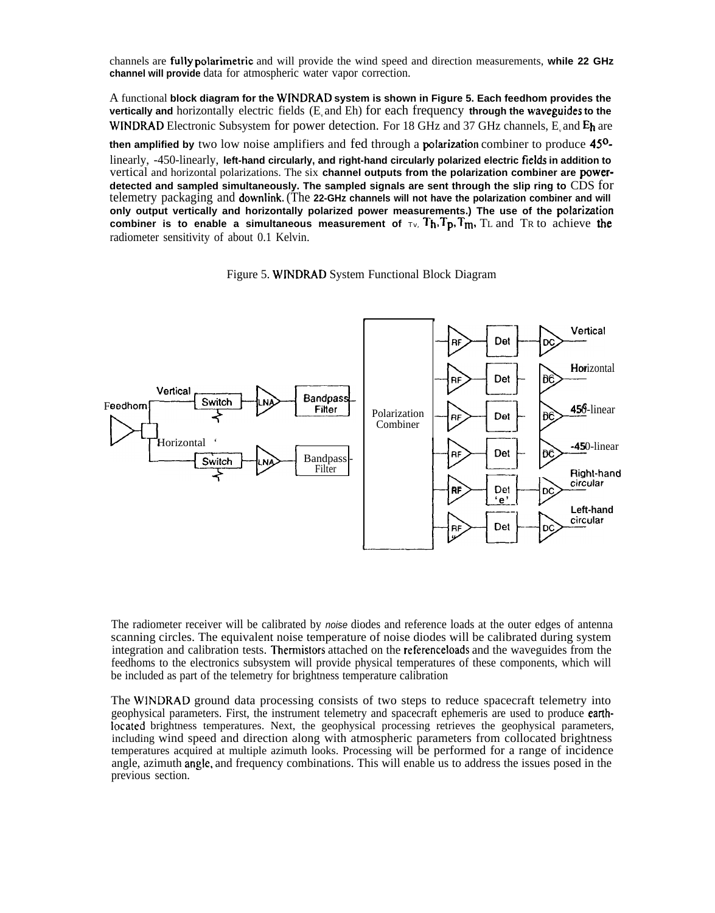channels are fully polarimetric and will provide the wind speed and direction measurements, **while 22 GHz channel will provide** data for atmospheric water vapor correction.

A functional **block diagram for the WINDRAD system is shown in Figure 5. Each feedhorn provides the vertically and** horizontally electric fields ($E_v$ and Eh) for each frequency **through the waveguides to the** WINDRAD Electronic Subsystem for power detection. For 18 GHz and 37 GHz channels, $E_v$ and $E_h$ are **then amplified by** two low noise amplifiers and fed through a polarization combiner to produce 45°-linearly, -45°-linearly, **left-hand circularly, and right-hand circularly polarized electric fields in addition to** vertical and horizontal polarizations. The six **channel outputs from the polarization combiner are power-detected and sampled simultaneously. The sampled signals are sent through the slip ring to** CDS for telemetry packaging and downlink. (The **22-GHz channels will not have the polarization combiner and will only output vertically and horizontally polarized power measurements.) The use of the polarization combiner is to enable a simultaneous measurement of** $T_v$, $T_h$, $T_p$, $T_m$, $T_L$ and $T_R$ to achieve the radiometer sensitivity of about 0.1 Kelvin.

Figure 5. WINDRAD System Functional Block Diagram

Feedhorn
Vertical
Horizontal
Switch
LNA
Bandpass Filter
Polarization Combiner
RF
Det
DC
Vertical
Horizontal
45°-linear
-45°-linear
Right-hand circular
Left-hand circular

The radiometer receiver will be calibrated by *noise* diodes and reference loads at the outer edges of antenna scanning circles. The equivalent noise temperature of noise diodes will be calibrated during system integration and calibration tests. Thermistors attached on the reference loads and the waveguides from the feedhorns to the electronics subsystem will provide physical temperatures of these components, which will be included as part of the telemetry for brightness temperature calibration

The WINDRAD ground data processing consists of two steps to reduce spacecraft telemetry into geophysical parameters. First, the instrument telemetry and spacecraft ephemeris are used to produce earth-located brightness temperatures. Next, the geophysical processing retrieves the geophysical parameters, including wind speed and direction along with atmospheric parameters from collocated brightness temperatures acquired at multiple azimuth looks. Processing will be performed for a range of incidence angle, azimuth angle, and frequency combinations. This will enable us to address the issues posed in the previous section.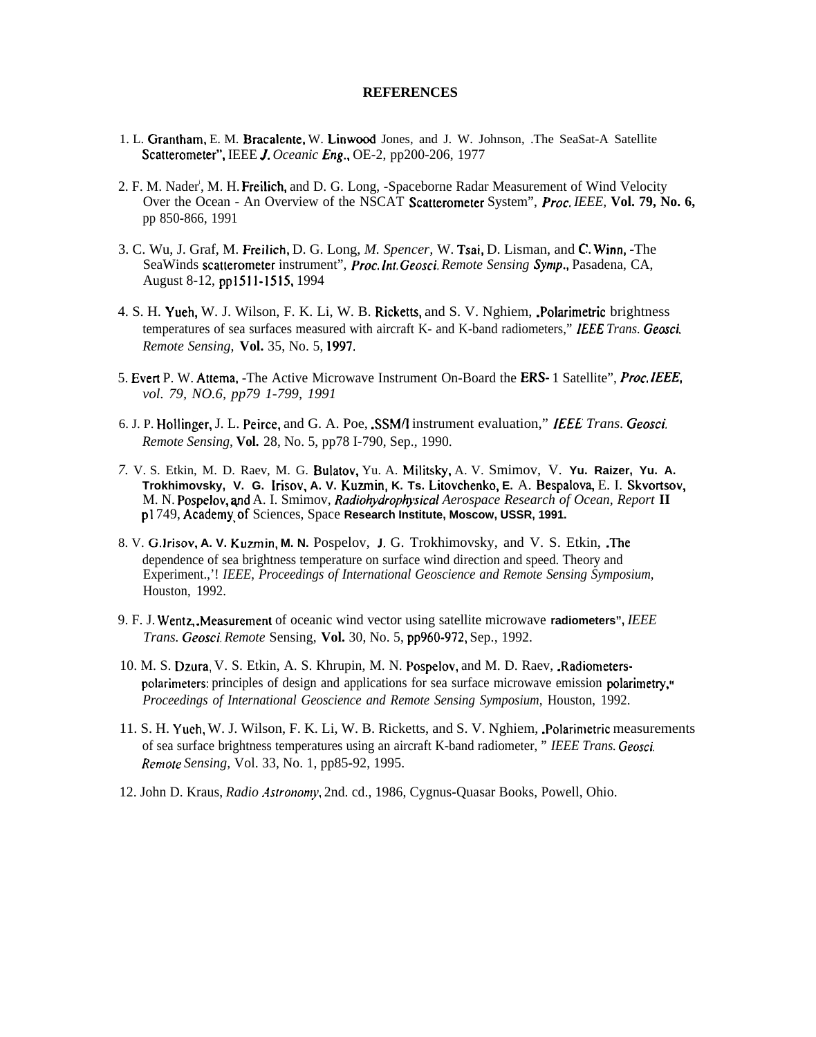**REFERENCES**

1. L. Grantham, E. M. Bracalente, W. Linwood Jones, and J. W. Johnson, .The SeaSat-A Satellite Scatterometer", IEEE *J. Oceanic Eng.*, OE-2, pp200-206, 1977

2. F. M. Nader', M. H. Freilich, and D. G. Long, -Spaceborne Radar Measurement of Wind Velocity Over the Ocean - An Overview of the NSCAT Scatterometer System", *Proc. IEEE,* **Vol. 79, No. 6,** pp 850-866, 1991

3. C. Wu, J. Graf, M. Freilich, D. G. Long, *M. Spencer,* W. Tsai, D. Lisman, and C. Winn, -The SeaWinds scatterometer instrument", *Proc. Int. Geosci. Remote Sensing Symp.*, Pasadena, CA, August 8-12, pp1511-1515, 1994

4. S. H. Yueh, W. J. Wilson, F. K. Li, W. B. Ricketts, and S. V. Nghiem, .Polarimetric brightness temperatures of sea surfaces measured with aircraft K- and K-band radiometers," *IEEE Trans. Geosci. Remote Sensing,* **Vol.** 35, No. 5, 1997.

5. Evert P. W. Attema, -The Active Microwave Instrument On-Board the ERS- 1 Satellite", *Proc. IEEE, vol. 79, NO.6, pp79 1-799, 1991*

6. J. P. Hollinger, J. L. Peirce, and G. A. Poe, .SSM/I instrument evaluation," *IEEE Trans. Geosci. Remote Sensing,* **Vol.** 28, No. 5, pp78 I-790, Sep., 1990.

7. V. S. Etkin, M. D. Raev, M. G. Bulatov, Yu. A. Militsky, A. V. Smimov, V. Yu. Raizer, Yu. A. Trokhimovsky, V. G. Irisov, A. V. Kuzmin, K. Ts. Litovchenko, E. A. Bespalova, E. I. Skvortsov, M. N. Pospelov, and A. I. Smimov, *Radiohydrophysical Aerospace Research of Ocean, Report* **II** p1 749, Academy of Sciences, Space Research Institute, Moscow, USSR, 1991.

8. V. G. Irisov, A. V. Kuzmin, M. N. Pospelov, J. G. Trokhimovsky, and V. S. Etkin, .The dependence of sea brightness temperature on surface wind direction and speed. Theory and Experiment.,'! *IEEE, Proceedings of International Geoscience and Remote Sensing Symposium,* Houston, 1992.

9. F. J. Wentz, .Measurement of oceanic wind vector using satellite microwave radiometers", *IEEE Trans. Geosci. Remote* Sensing, **Vol.** 30, No. 5, pp960-972, Sep., 1992.

10. M. S. Dzura, V. S. Etkin, A. S. Khrupin, M. N. Pospelov, and M. D. Raev, .Radiometers-polarimeters: principles of design and applications for sea surface microwave emission polarimetry," *Proceedings of International Geoscience and Remote Sensing Symposium,* Houston, 1992.

11. S. H. Yueh, W. J. Wilson, F. K. Li, W. B. Ricketts, and S. V. Nghiem, .Polarimetric measurements of sea surface brightness temperatures using an aircraft K-band radiometer, " *IEEE Trans. Geosci. Remote Sensing,* Vol. 33, No. 1, pp85-92, 1995.

12. John D. Kraus, *Radio Astronomy*, 2nd. cd., 1986, Cygnus-Quasar Books, Powell, Ohio.